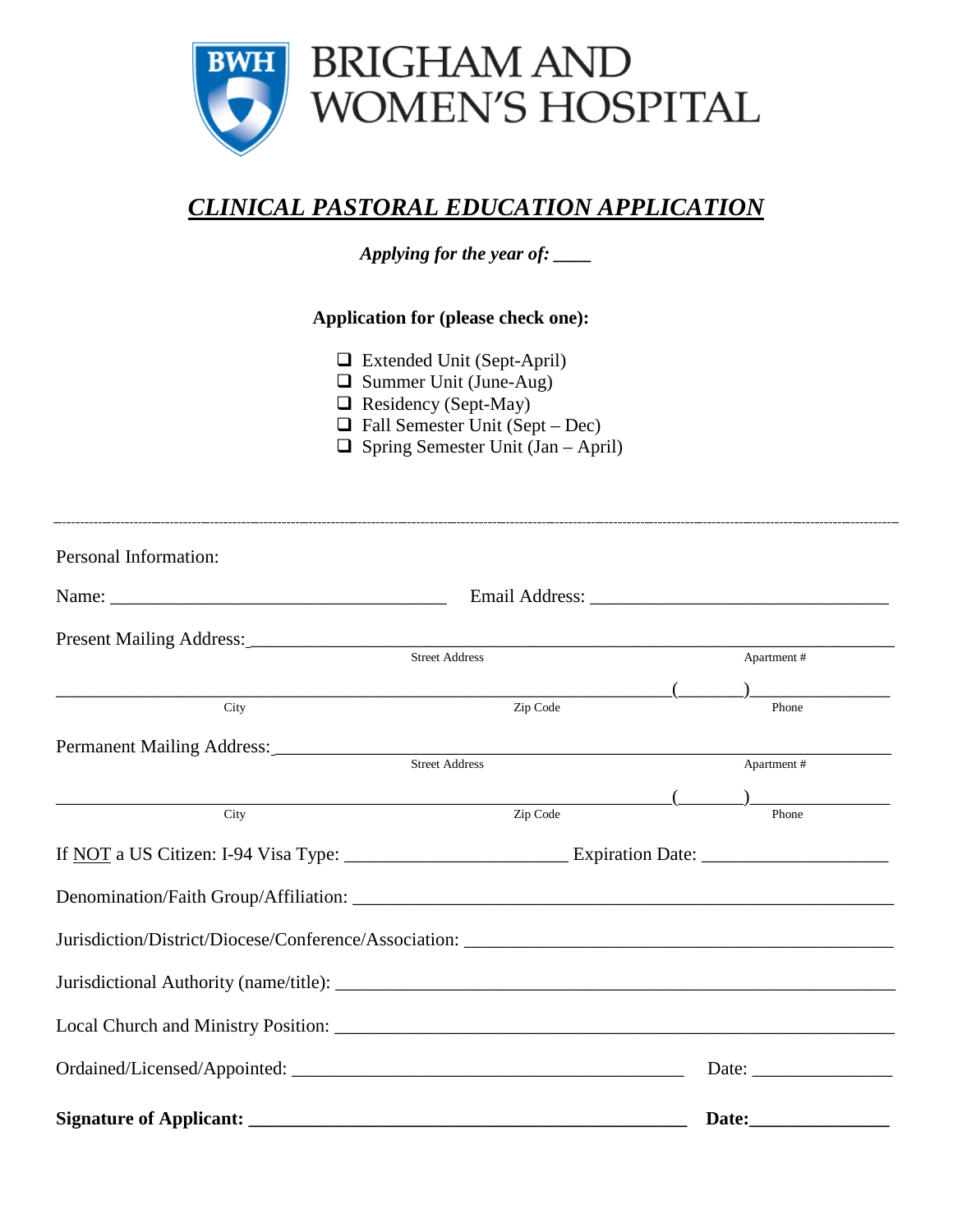# BRIGHAM AND WOMEN'S HOSPITAL

## ***CLINICAL PASTORAL EDUCATION APPLICATION***

***Applying for the year of: ____***

**Application for (please check one):**

- ❑ Extended Unit (Sept-April)
- ❑ Summer Unit (June-Aug)
- ❑ Residency (Sept-May)
- ❑ Fall Semester Unit (Sept – Dec)
- ❑ Spring Semester Unit (Jan – April)

---

Personal Information:

Name: ____________________________________ Email Address: ________________________________

Present Mailing Address:______________________________________________________________________
Street Address Apartment #

_______________________________________________________________(_______)______________
City Zip Code Phone

Permanent Mailing Address:____________________________________________________________________
Street Address Apartment #

_______________________________________________________________(_______)______________
City Zip Code Phone

If NOT a US Citizen: I-94 Visa Type: ________________________ Expiration Date: ____________________

Denomination/Faith Group/Affiliation: ____________________________________________________________

Jurisdiction/District/Diocese/Conference/Association: _______________________________________________

Jurisdictional Authority (name/title): _____________________________________________________________

Local Church and Ministry Position: ______________________________________________________________

Ordained/Licensed/Appointed: ___________________________________________ Date: _______________

**Signature of Applicant: ________________________________________________ Date:_______________**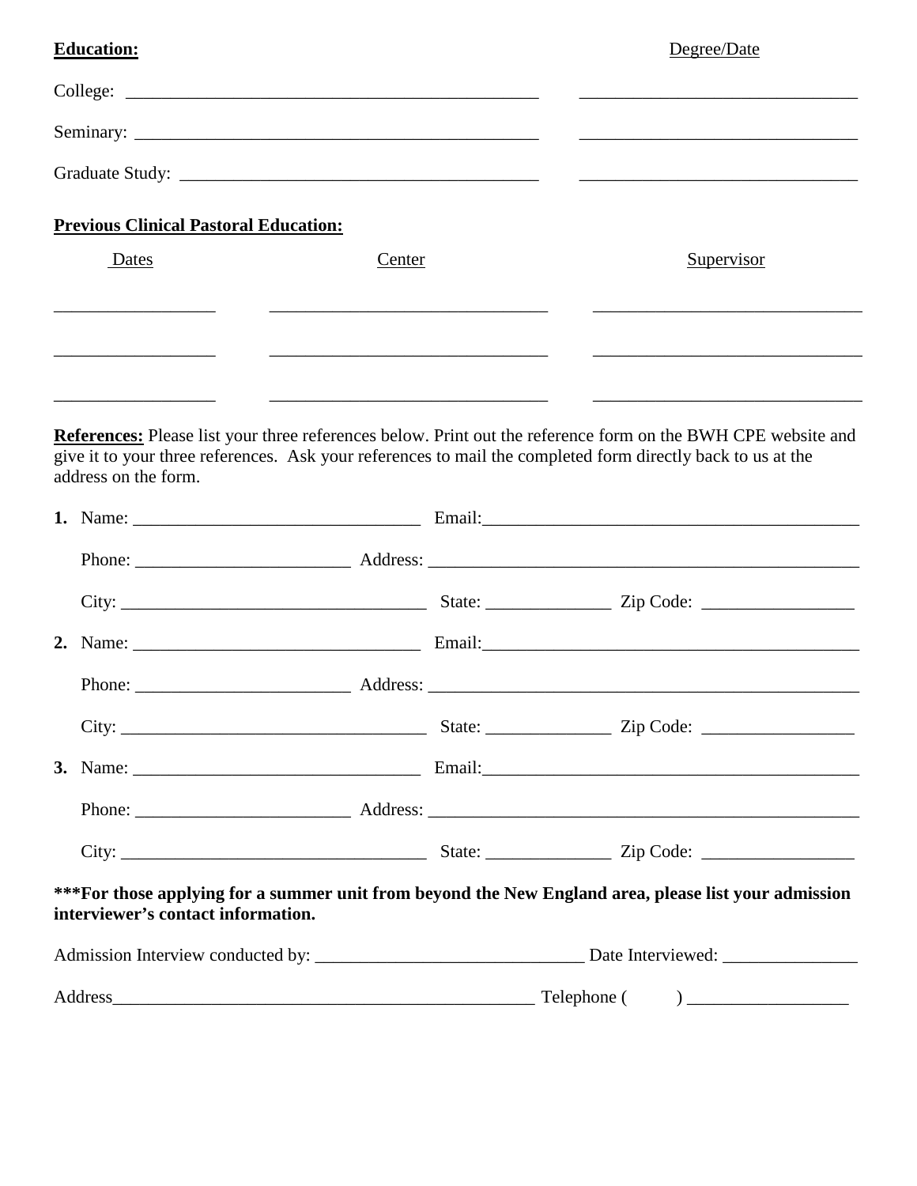**Education:** Degree/Date

College: ______________________________________________ ______________________________

Seminary: _____________________________________________ ______________________________

Graduate Study: _______________________________________ ______________________________

**Previous Clinical Pastoral Education:**

| Dates | Center | Supervisor |
| --- | --- | --- |
| _________________ | ______________________________ | ______________________________ |
| _________________ | ______________________________ | ______________________________ |
| _________________ | ______________________________ | ______________________________ |

**References:** Please list your three references below. Print out the reference form on the BWH CPE website and give it to your three references. Ask your references to mail the completed form directly back to us at the address on the form.

**1.** Name: ______________________________ Email: ________________________________________

Phone: ______________________ Address: _____________________________________________

City: _______________________________ State: _____________ Zip Code: ________________

**2.** Name: ______________________________ Email: ________________________________________

Phone: ______________________ Address: _____________________________________________

City: _______________________________ State: _____________ Zip Code: ________________

**3.** Name: ______________________________ Email: ________________________________________

Phone: ______________________ Address: _____________________________________________

City: _______________________________ State: _____________ Zip Code: ________________

**\*\*\*For those applying for a summer unit from beyond the New England area, please list your admission interviewer's contact information.**

Admission Interview conducted by: ___________________________ Date Interviewed: ______________

Address_______________________________________________ Telephone ( ) _________________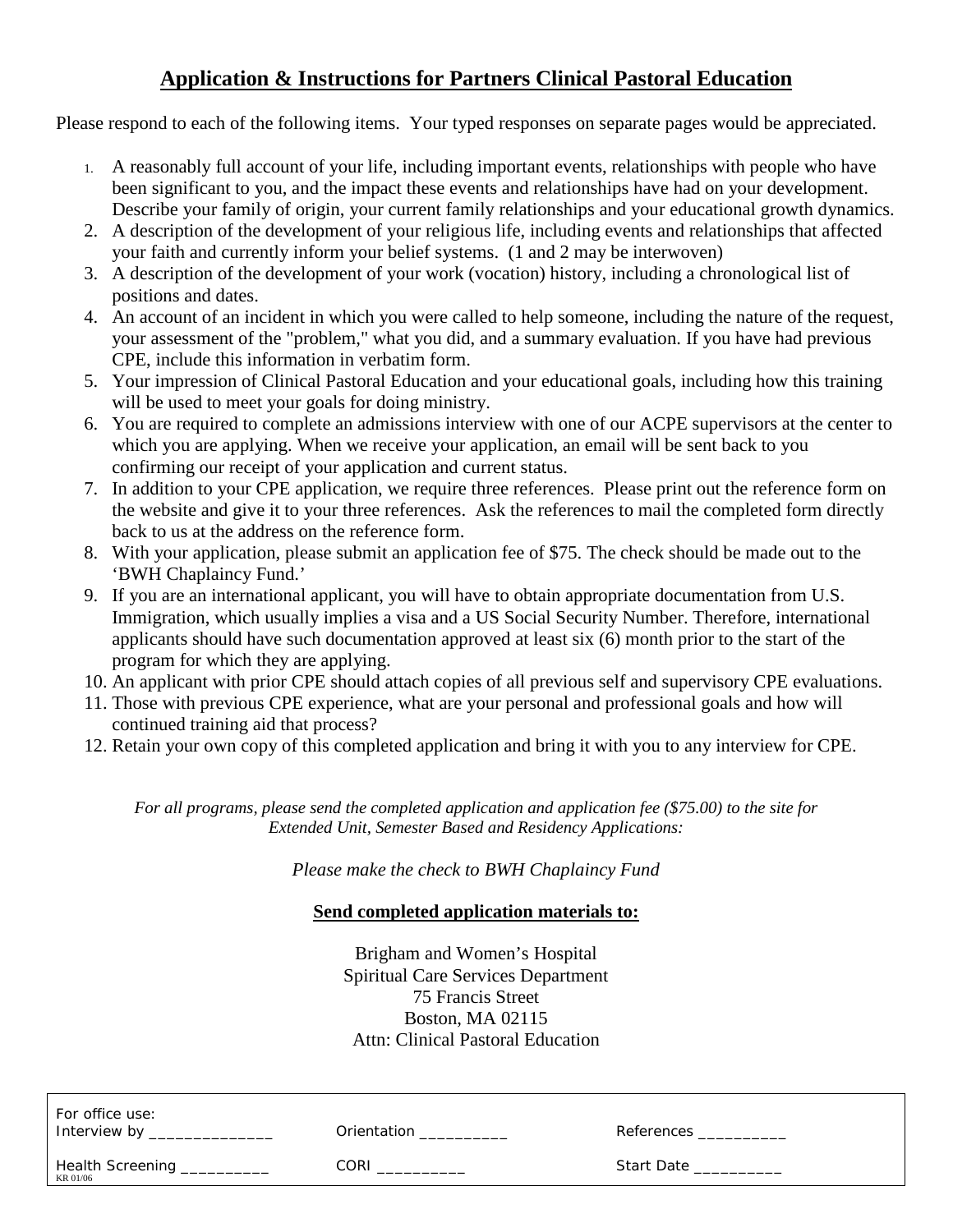# Application & Instructions for Partners Clinical Pastoral Education

Please respond to each of the following items. Your typed responses on separate pages would be appreciated.

1. A reasonably full account of your life, including important events, relationships with people who have been significant to you, and the impact these events and relationships have had on your development. Describe your family of origin, your current family relationships and your educational growth dynamics.
2. A description of the development of your religious life, including events and relationships that affected your faith and currently inform your belief systems. (1 and 2 may be interwoven)
3. A description of the development of your work (vocation) history, including a chronological list of positions and dates.
4. An account of an incident in which you were called to help someone, including the nature of the request, your assessment of the "problem," what you did, and a summary evaluation. If you have had previous CPE, include this information in verbatim form.
5. Your impression of Clinical Pastoral Education and your educational goals, including how this training will be used to meet your goals for doing ministry.
6. You are required to complete an admissions interview with one of our ACPE supervisors at the center to which you are applying. When we receive your application, an email will be sent back to you confirming our receipt of your application and current status.
7. In addition to your CPE application, we require three references. Please print out the reference form on the website and give it to your three references. Ask the references to mail the completed form directly back to us at the address on the reference form.
8. With your application, please submit an application fee of $75. The check should be made out to the 'BWH Chaplaincy Fund.'
9. If you are an international applicant, you will have to obtain appropriate documentation from U.S. Immigration, which usually implies a visa and a US Social Security Number. Therefore, international applicants should have such documentation approved at least six (6) month prior to the start of the program for which they are applying.
10. An applicant with prior CPE should attach copies of all previous self and supervisory CPE evaluations.
11. Those with previous CPE experience, what are your personal and professional goals and how will continued training aid that process?
12. Retain your own copy of this completed application and bring it with you to any interview for CPE.

*For all programs, please send the completed application and application fee ($75.00) to the site for Extended Unit, Semester Based and Residency Applications:*

*Please make the check to BWH Chaplaincy Fund*

**Send completed application materials to:**

Brigham and Women's Hospital
Spiritual Care Services Department
75 Francis Street
Boston, MA 02115
Attn: Clinical Pastoral Education

| | | |
|---|---|---|
| For office use:<br>Interview by ______________ | Orientation __________ | References __________ |
| Health Screening __________ | CORI __________ | Start Date __________ |

KR 01/06